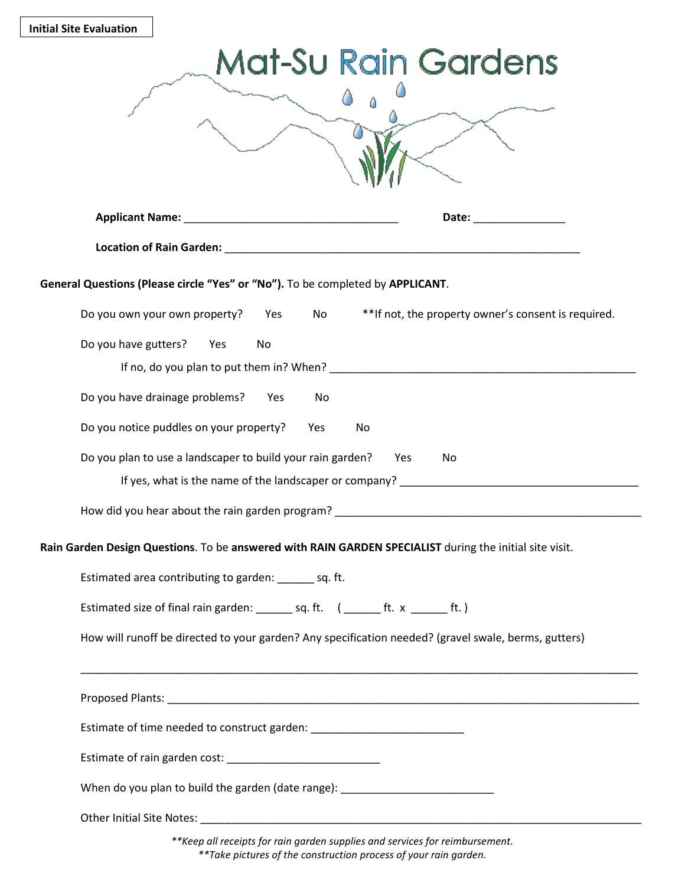**Initial Site Evaluation**

# Mat-Su Rain Gardens

**Applicant Name:** ___________________________________ **Date:** _______________

**Location of Rain Garden:** ___________________________________________________________

**General Questions (Please circle "Yes" or "No").** To be completed by **APPLICANT**.

Do you own your own property? Yes No **If not, the property owner's consent is required.

Do you have gutters? Yes No

If no, do you plan to put them in? When? ____________________________________________________

Do you have drainage problems? Yes No

Do you notice puddles on your property? Yes No

Do you plan to use a landscaper to build your rain garden? Yes No

If yes, what is the name of the landscaper or company? _______________________________________

How did you hear about the rain garden program? __________________________________________________

**Rain Garden Design Questions**. To be **answered with RAIN GARDEN SPECIALIST** during the initial site visit.

Estimated area contributing to garden: ______ sq. ft.

Estimated size of final rain garden: ______ sq. ft. ( ______ ft. x ______ ft. )

How will runoff be directed to your garden? Any specification needed? (gravel swale, berms, gutters)

___________________________________________________________________________________________

Proposed Plants: ___________________________________________________________________________

Estimate of time needed to construct garden: _________________________

Estimate of rain garden cost: _________________________

When do you plan to build the garden (date range): _________________________

Other Initial Site Notes: ______________________________________________________________________

*\*\*Keep all receipts for rain garden supplies and services for reimbursement.*
*\*\*Take pictures of the construction process of your rain garden.*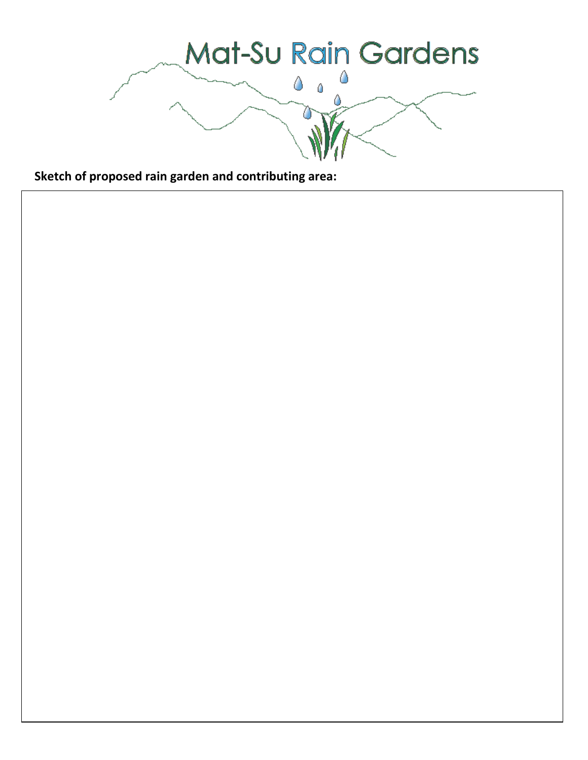Mat-Su Rain Gardens

**Sketch of proposed rain garden and contributing area:**